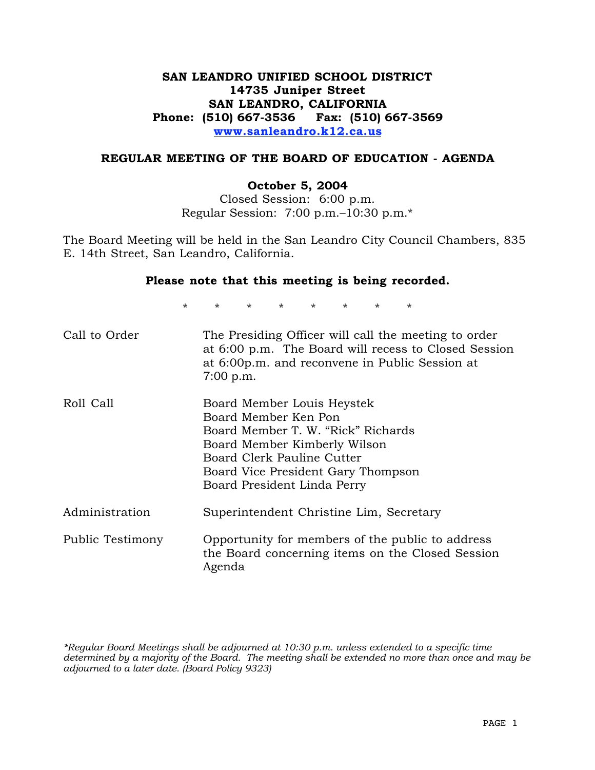**SAN LEANDRO UNIFIED SCHOOL DISTRICT**
**14735 Juniper Street**
**SAN LEANDRO, CALIFORNIA**
**Phone: (510) 667-3536 Fax: (510) 667-3569**
**[www.sanleandro.k12.ca.us](http://www.sanleandro.k12.ca.us)**

## REGULAR MEETING OF THE BOARD OF EDUCATION - AGENDA

**October 5, 2004**
Closed Session: 6:00 p.m.
Regular Session: 7:00 p.m.–10:30 p.m.*

The Board Meeting will be held in the San Leandro City Council Chambers, 835 E. 14th Street, San Leandro, California.

**Please note that this meeting is being recorded.**

\* \* \* \* \* \* \* \*

| | |
|---|---|
| Call to Order | The Presiding Officer will call the meeting to order at 6:00 p.m. The Board will recess to Closed Session at 6:00p.m. and reconvene in Public Session at 7:00 p.m. |
| Roll Call | Board Member Louis Heystek<br>Board Member Ken Pon<br>Board Member T. W. "Rick" Richards<br>Board Member Kimberly Wilson<br>Board Clerk Pauline Cutter<br>Board Vice President Gary Thompson<br>Board President Linda Perry |
| Administration | Superintendent Christine Lim, Secretary |
| Public Testimony | Opportunity for members of the public to address the Board concerning items on the Closed Session Agenda |

*\*Regular Board Meetings shall be adjourned at 10:30 p.m. unless extended to a specific time determined by a majority of the Board. The meeting shall be extended no more than once and may be adjourned to a later date. (Board Policy 9323)*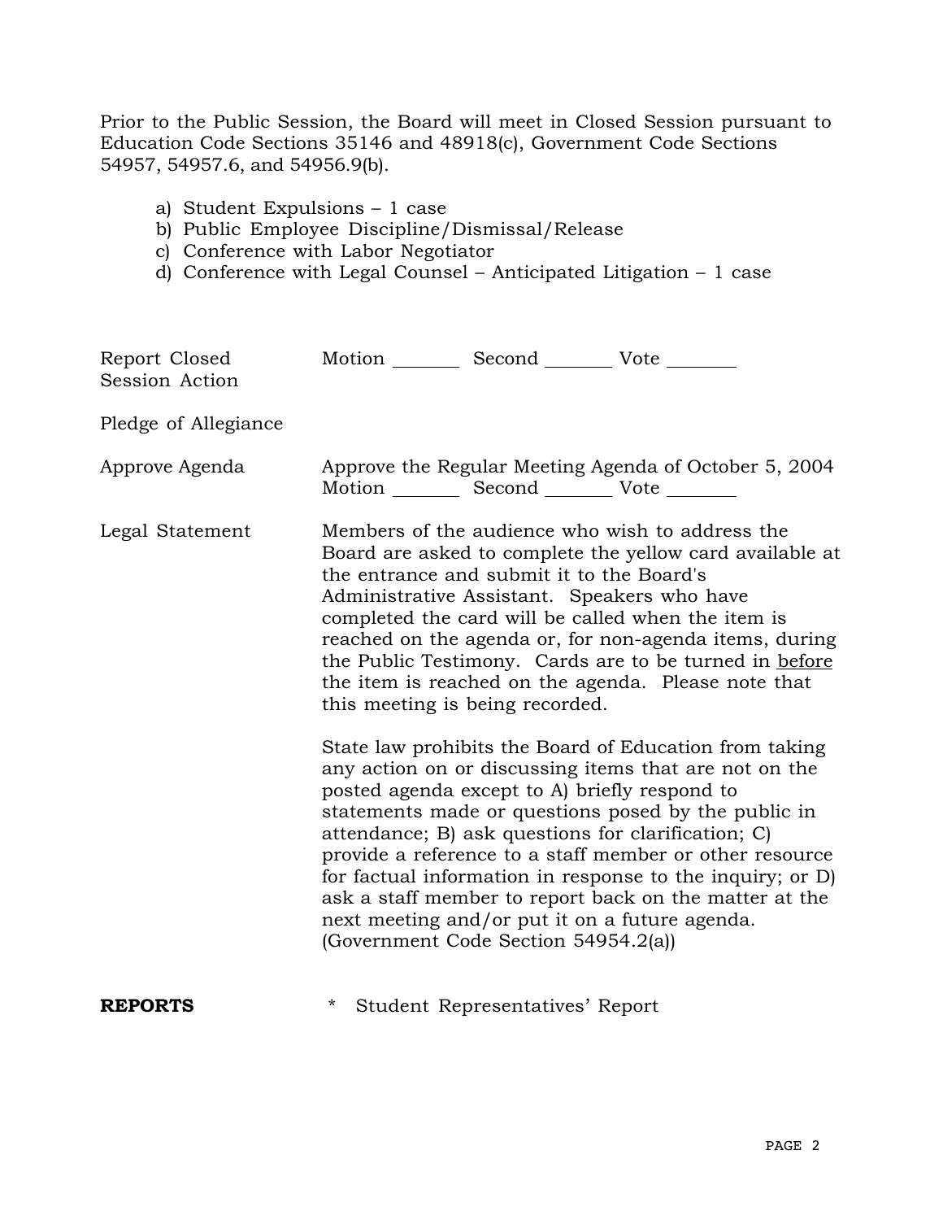Prior to the Public Session, the Board will meet in Closed Session pursuant to Education Code Sections 35146 and 48918(c), Government Code Sections 54957, 54957.6, and 54956.9(b).

a) Student Expulsions – 1 case
b) Public Employee Discipline/Dismissal/Release
c) Conference with Labor Negotiator
d) Conference with Legal Counsel – Anticipated Litigation – 1 case

| | |
|---|---|
| Report Closed Session Action | Motion _______ Second _______ Vote _______ |
| Pledge of Allegiance | |
| Approve Agenda | Approve the Regular Meeting Agenda of October 5, 2004<br>Motion _______ Second _______ Vote _______ |
| Legal Statement | Members of the audience who wish to address the Board are asked to complete the yellow card available at the entrance and submit it to the Board's Administrative Assistant. Speakers who have completed the card will be called when the item is reached on the agenda or, for non-agenda items, during the Public Testimony. Cards are to be turned in <u>before</u> the item is reached on the agenda. Please note that this meeting is being recorded.<br><br>State law prohibits the Board of Education from taking any action on or discussing items that are not on the posted agenda except to A) briefly respond to statements made or questions posed by the public in attendance; B) ask questions for clarification; C) provide a reference to a staff member or other resource for factual information in response to the inquiry; or D) ask a staff member to report back on the matter at the next meeting and/or put it on a future agenda. (Government Code Section 54954.2(a)) |

**REPORTS**

* Student Representatives' Report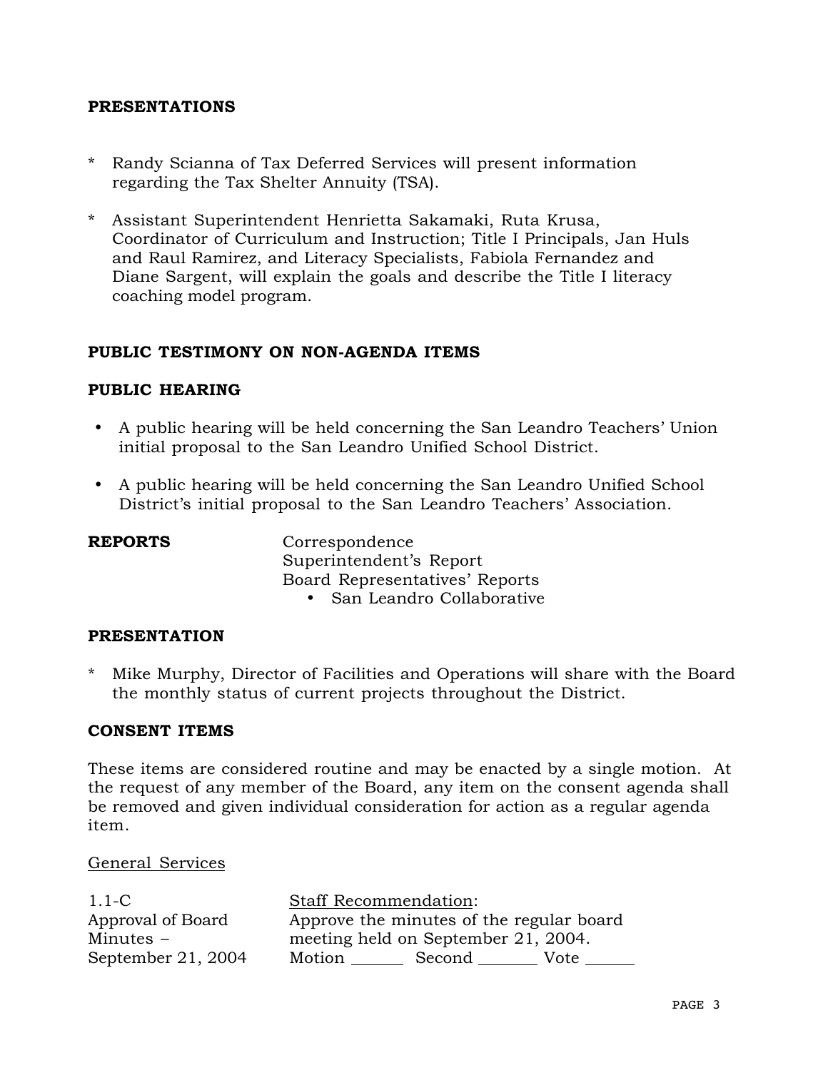**PRESENTATIONS**

* Randy Scianna of Tax Deferred Services will present information regarding the Tax Shelter Annuity (TSA).

* Assistant Superintendent Henrietta Sakamaki, Ruta Krusa, Coordinator of Curriculum and Instruction; Title I Principals, Jan Huls and Raul Ramirez, and Literacy Specialists, Fabiola Fernandez and Diane Sargent, will explain the goals and describe the Title I literacy coaching model program.

**PUBLIC TESTIMONY ON NON-AGENDA ITEMS**

**PUBLIC HEARING**

- A public hearing will be held concerning the San Leandro Teachers' Union initial proposal to the San Leandro Unified School District.
- A public hearing will be held concerning the San Leandro Unified School District's initial proposal to the San Leandro Teachers' Association.

**REPORTS**

Correspondence
Superintendent's Report
Board Representatives' Reports
- San Leandro Collaborative

**PRESENTATION**

* Mike Murphy, Director of Facilities and Operations will share with the Board the monthly status of current projects throughout the District.

**CONSENT ITEMS**

These items are considered routine and may be enacted by a single motion. At the request of any member of the Board, any item on the consent agenda shall be removed and given individual consideration for action as a regular agenda item.

General Services

1.1-C
Approval of Board Minutes – September 21, 2004

Staff Recommendation:
Approve the minutes of the regular board meeting held on September 21, 2004.
Motion ______ Second _______ Vote ______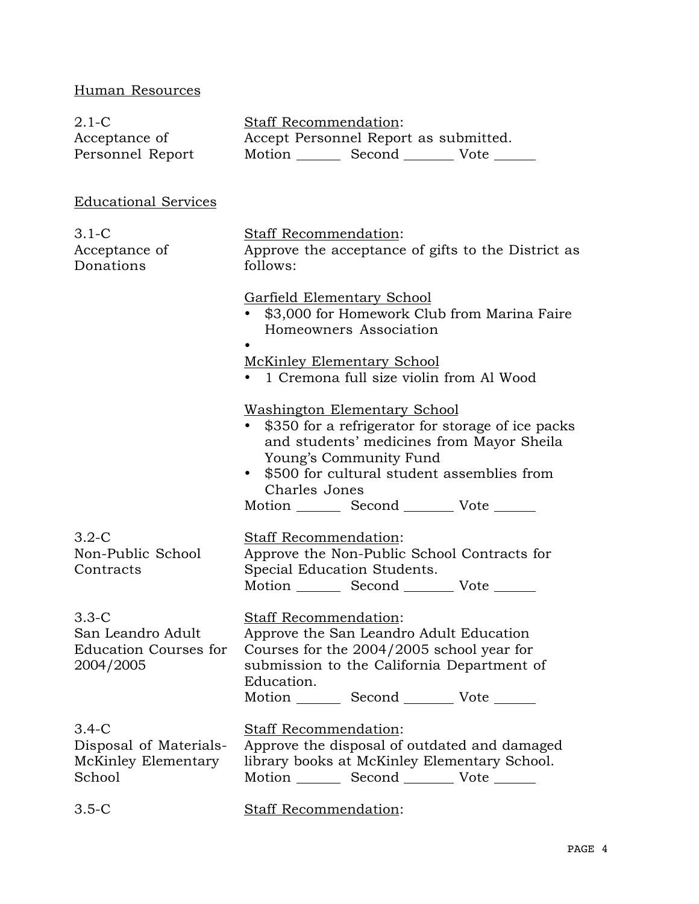## Human Resources

**2.1-C Acceptance of Personnel Report**

Staff Recommendation:
Accept Personnel Report as submitted.
Motion ______ Second _______ Vote ______

## Educational Services

**3.1-C Acceptance of Donations**

Staff Recommendation:
Approve the acceptance of gifts to the District as follows:

Garfield Elementary School

- $3,000 for Homework Club from Marina Faire Homeowners Association
-

McKinley Elementary School

- 1 Cremona full size violin from Al Wood

Washington Elementary School

- $350 for a refrigerator for storage of ice packs and students' medicines from Mayor Sheila Young's Community Fund
- $500 for cultural student assemblies from Charles Jones

Motion ______ Second _______ Vote ______

**3.2-C Non-Public School Contracts**

Staff Recommendation:
Approve the Non-Public School Contracts for Special Education Students.
Motion ______ Second _______ Vote ______

**3.3-C San Leandro Adult Education Courses for 2004/2005**

Staff Recommendation:
Approve the San Leandro Adult Education Courses for the 2004/2005 school year for submission to the California Department of Education.
Motion ______ Second _______ Vote ______

**3.4-C Disposal of Materials-McKinley Elementary School**

Staff Recommendation:
Approve the disposal of outdated and damaged library books at McKinley Elementary School.
Motion ______ Second _______ Vote ______

**3.5-C**

Staff Recommendation: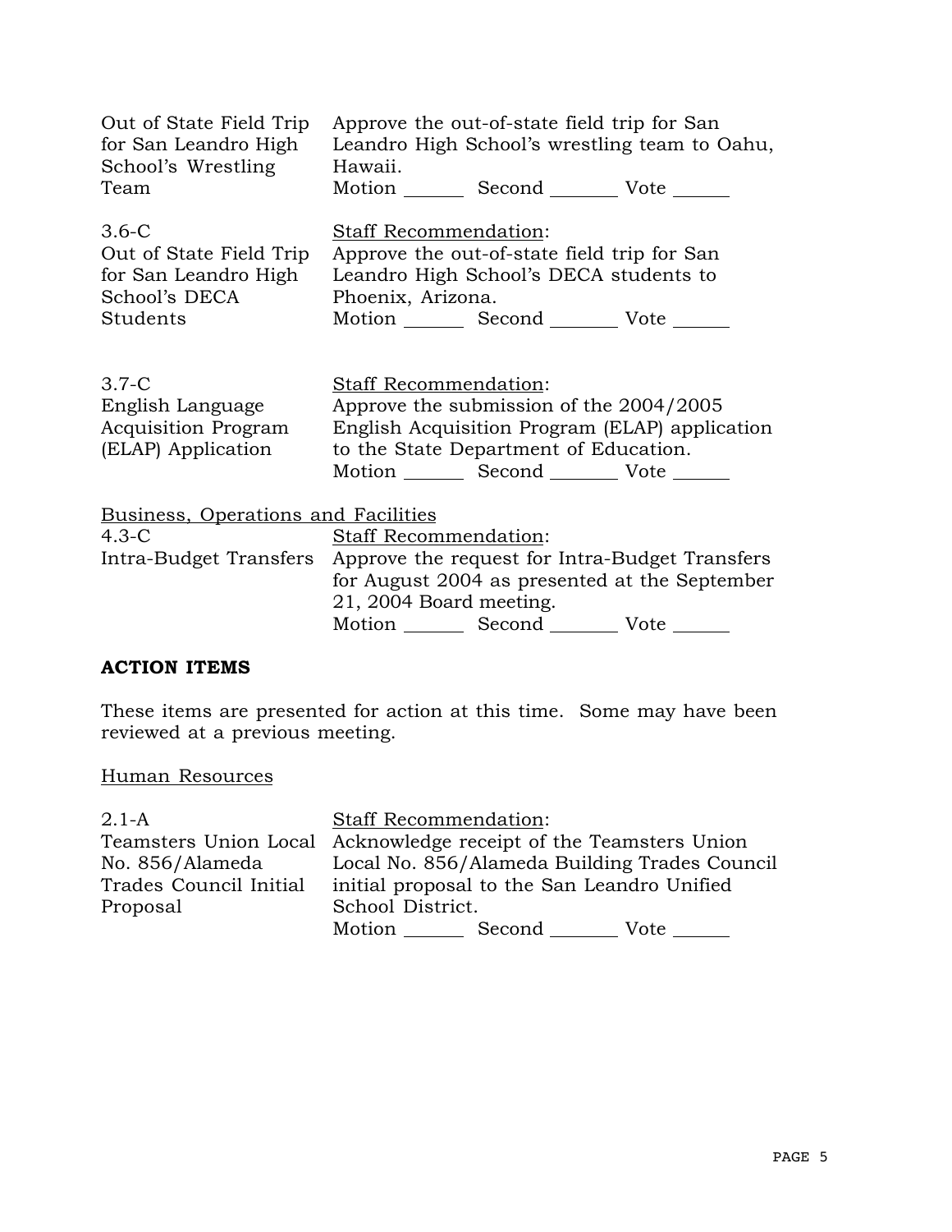Out of State Field Trip for San Leandro High School's Wrestling Team

Approve the out-of-state field trip for San Leandro High School's wrestling team to Oahu, Hawaii.

Motion _______ Second ________ Vote _______

3.6-C
Out of State Field Trip for San Leandro High School's DECA Students

Staff Recommendation:
Approve the out-of-state field trip for San Leandro High School's DECA students to Phoenix, Arizona.

Motion _______ Second ________ Vote _______

3.7-C
English Language Acquisition Program (ELAP) Application

Staff Recommendation:
Approve the submission of the 2004/2005 English Acquisition Program (ELAP) application to the State Department of Education.

Motion _______ Second ________ Vote _______

Business, Operations and Facilities

4.3-C
Intra-Budget Transfers

Staff Recommendation:
Approve the request for Intra-Budget Transfers for August 2004 as presented at the September 21, 2004 Board meeting.

Motion _______ Second ________ Vote _______

**ACTION ITEMS**

These items are presented for action at this time. Some may have been reviewed at a previous meeting.

Human Resources

2.1-A
Teamsters Union Local No. 856/Alameda Trades Council Initial Proposal

Staff Recommendation:
Acknowledge receipt of the Teamsters Union Local No. 856/Alameda Building Trades Council initial proposal to the San Leandro Unified School District.

Motion _______ Second ________ Vote _______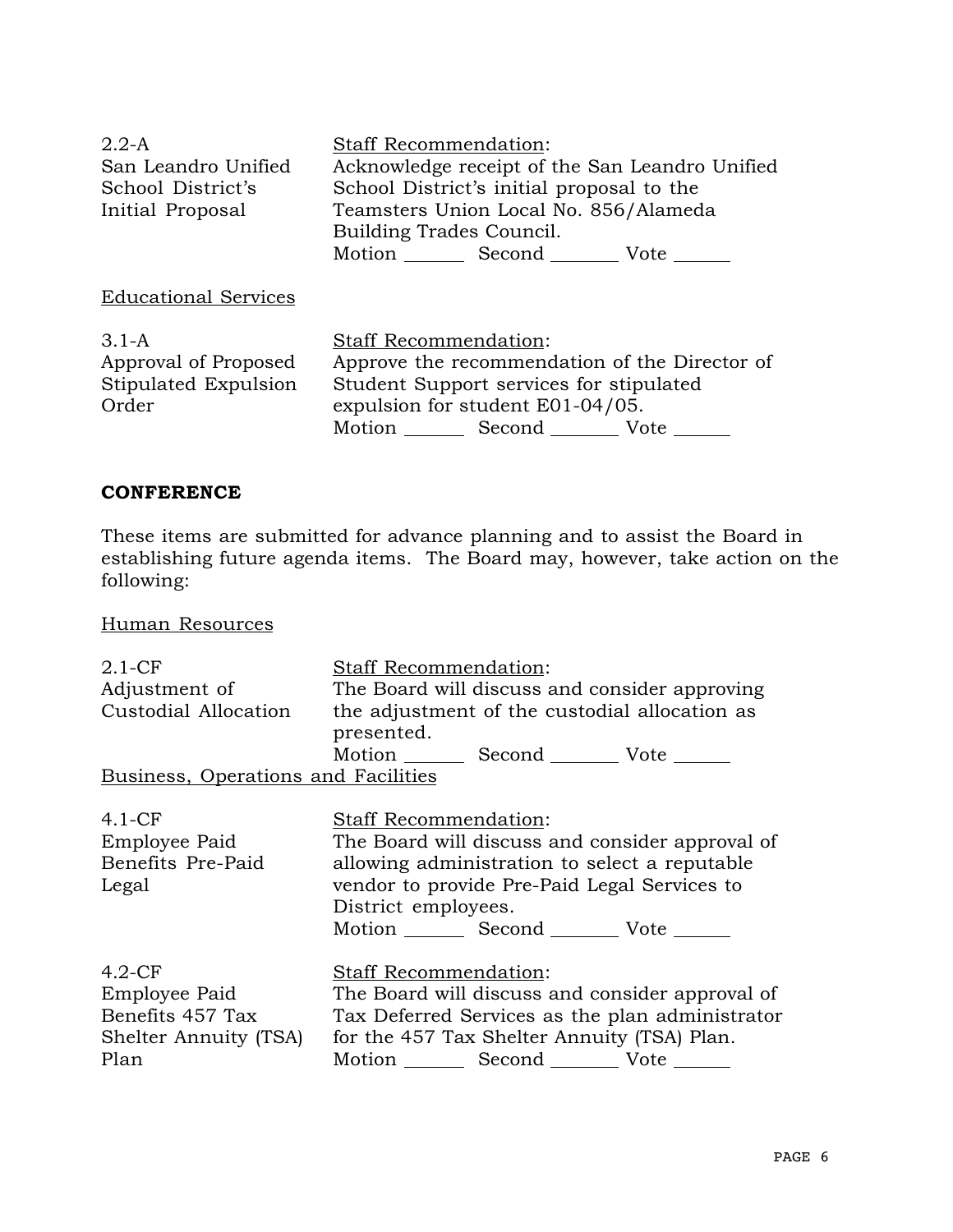2.2-A
San Leandro Unified School District's Initial Proposal

Staff Recommendation:
Acknowledge receipt of the San Leandro Unified School District's initial proposal to the Teamsters Union Local No. 856/Alameda Building Trades Council.
Motion ______ Second _______ Vote ______

Educational Services

3.1-A
Approval of Proposed Stipulated Expulsion Order

Staff Recommendation:
Approve the recommendation of the Director of Student Support services for stipulated expulsion for student E01-04/05.
Motion ______ Second _______ Vote ______

## CONFERENCE

These items are submitted for advance planning and to assist the Board in establishing future agenda items. The Board may, however, take action on the following:

Human Resources

2.1-CF
Adjustment of Custodial Allocation

Staff Recommendation:
The Board will discuss and consider approving the adjustment of the custodial allocation as presented.
Motion ______ Second _______ Vote ______

Business, Operations and Facilities

4.1-CF
Employee Paid Benefits Pre-Paid Legal

Staff Recommendation:
The Board will discuss and consider approval of allowing administration to select a reputable vendor to provide Pre-Paid Legal Services to District employees.
Motion ______ Second _______ Vote ______

4.2-CF
Employee Paid Benefits 457 Tax Shelter Annuity (TSA) Plan

Staff Recommendation:
The Board will discuss and consider approval of Tax Deferred Services as the plan administrator for the 457 Tax Shelter Annuity (TSA) Plan.
Motion ______ Second _______ Vote ______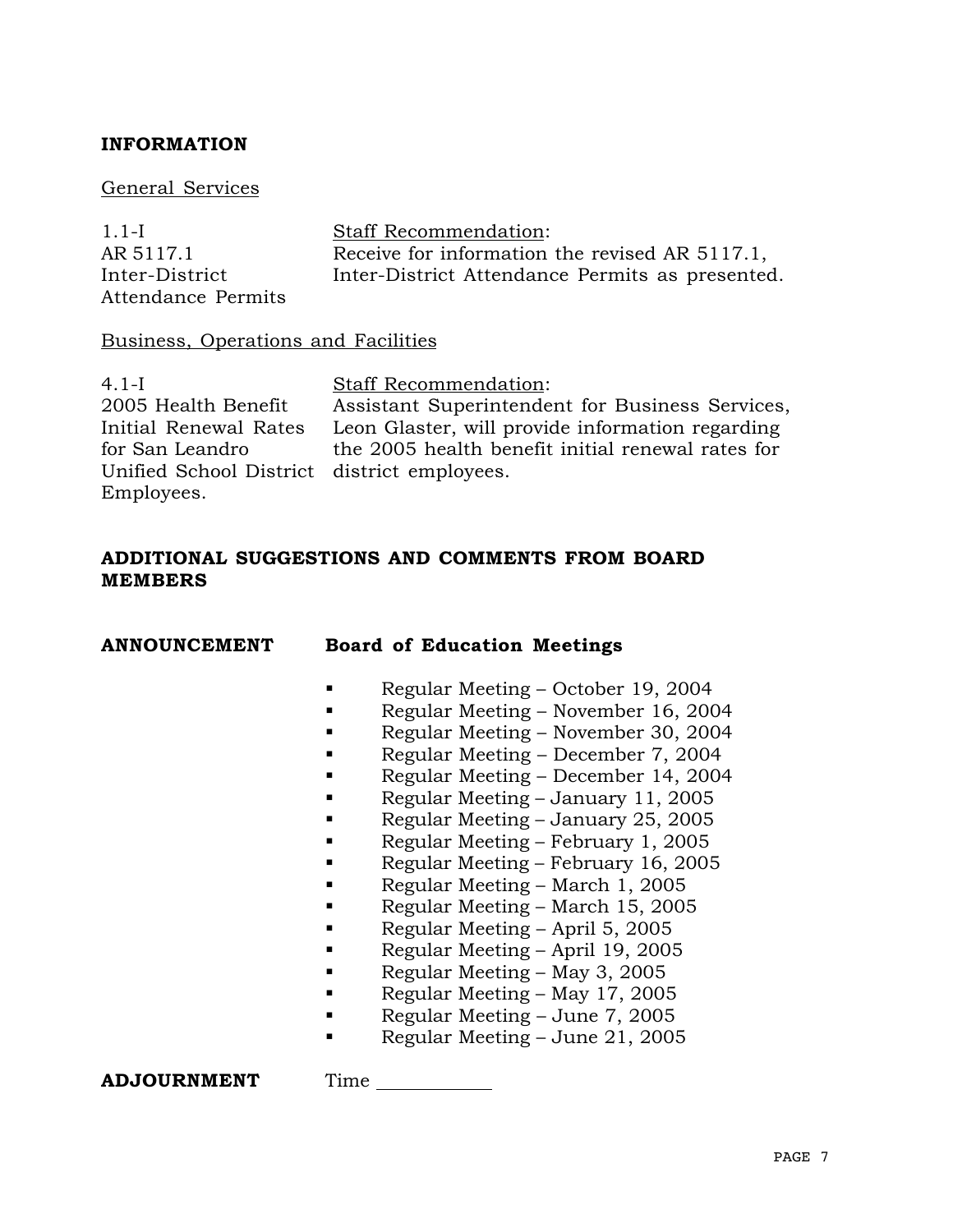**INFORMATION**

General Services

| | |
|---|---|
| 1.1-I<br>AR 5117.1<br>Inter-District Attendance Permits | Staff Recommendation:<br>Receive for information the revised AR 5117.1, Inter-District Attendance Permits as presented. |

Business, Operations and Facilities

| | |
|---|---|
| 4.1-I<br>2005 Health Benefit Initial Renewal Rates for San Leandro Unified School District Employees. | Staff Recommendation:<br>Assistant Superintendent for Business Services, Leon Glaster, will provide information regarding the 2005 health benefit initial renewal rates for district employees. |

**ADDITIONAL SUGGESTIONS AND COMMENTS FROM BOARD MEMBERS**

**ANNOUNCEMENT** **Board of Education Meetings**

- Regular Meeting – October 19, 2004
- Regular Meeting – November 16, 2004
- Regular Meeting – November 30, 2004
- Regular Meeting – December 7, 2004
- Regular Meeting – December 14, 2004
- Regular Meeting – January 11, 2005
- Regular Meeting – January 25, 2005
- Regular Meeting – February 1, 2005
- Regular Meeting – February 16, 2005
- Regular Meeting – March 1, 2005
- Regular Meeting – March 15, 2005
- Regular Meeting – April 5, 2005
- Regular Meeting – April 19, 2005
- Regular Meeting – May 3, 2005
- Regular Meeting – May 17, 2005
- Regular Meeting – June 7, 2005
- Regular Meeting – June 21, 2005

**ADJOURNMENT** Time ___________